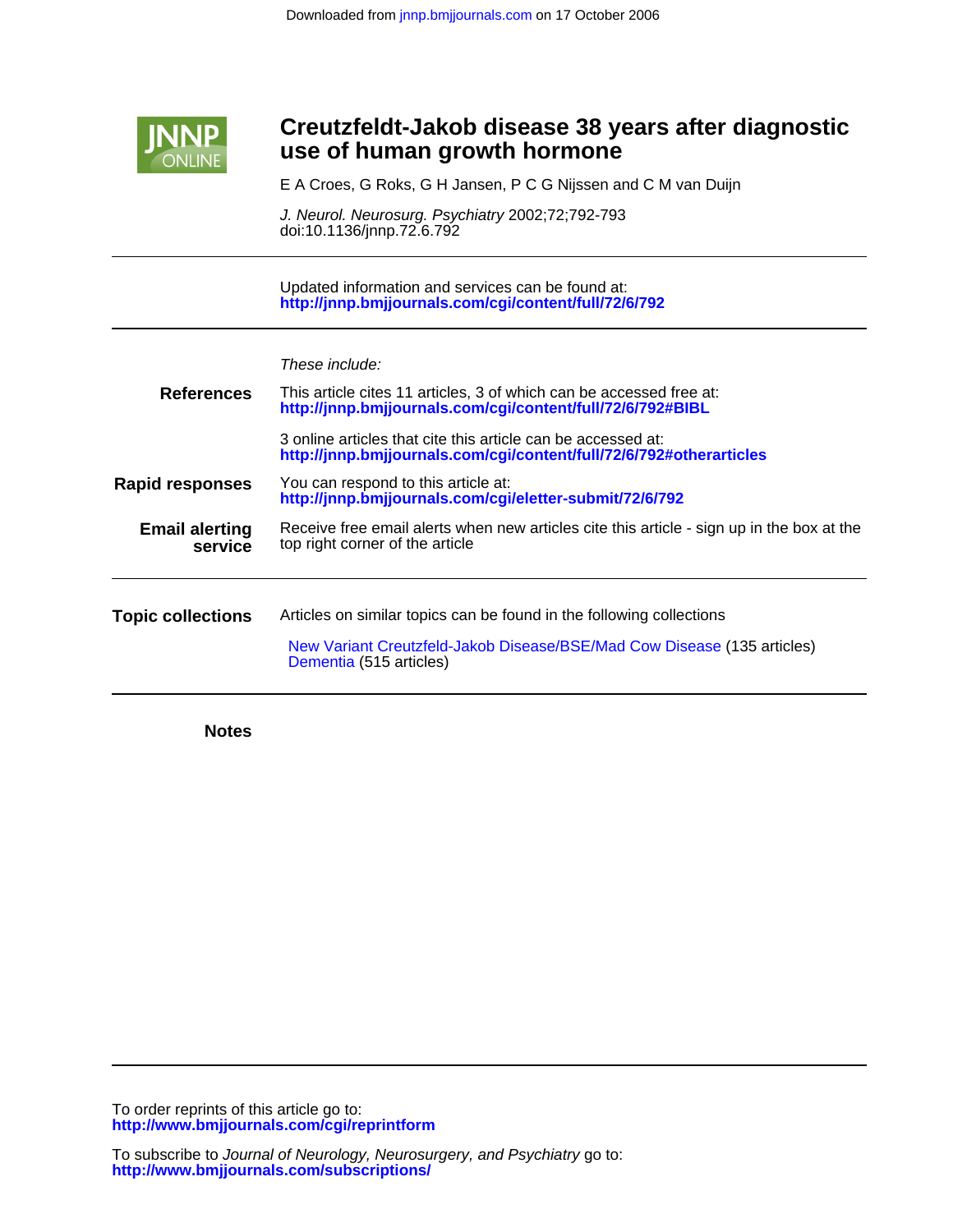Downloaded from jnnp.bmjjournals.com on 17 October 2006

# Creutzfeldt-Jakob disease 38 years after diagnostic use of human growth hormone

E A Croes, G Roks, G H Jansen, P C G Nijssen and C M van Duijn

*J. Neurol. Neurosurg. Psychiatry* 2002;72;792-793
doi:10.1136/jnnp.72.6.792

Updated information and services can be found at:
**http://jnnp.bmjjournals.com/cgi/content/full/72/6/792**

*These include:*

**References**

This article cites 11 articles, 3 of which can be accessed free at:
**http://jnnp.bmjjournals.com/cgi/content/full/72/6/792#BIBL**

3 online articles that cite this article can be accessed at:
**http://jnnp.bmjjournals.com/cgi/content/full/72/6/792#otherarticles**

**Rapid responses**

You can respond to this article at:
**http://jnnp.bmjjournals.com/cgi/eletter-submit/72/6/792**

**Email alerting service**

Receive free email alerts when new articles cite this article - sign up in the box at the top right corner of the article

**Topic collections**

Articles on similar topics can be found in the following collections

New Variant Creutzfeld-Jakob Disease/BSE/Mad Cow Disease (135 articles)
Dementia (515 articles)

**Notes**

To order reprints of this article go to:
**http://www.bmjjournals.com/cgi/reprintform**

To subscribe to *Journal of Neurology, Neurosurgery, and Psychiatry* go to:
**http://www.bmjjournals.com/subscriptions/**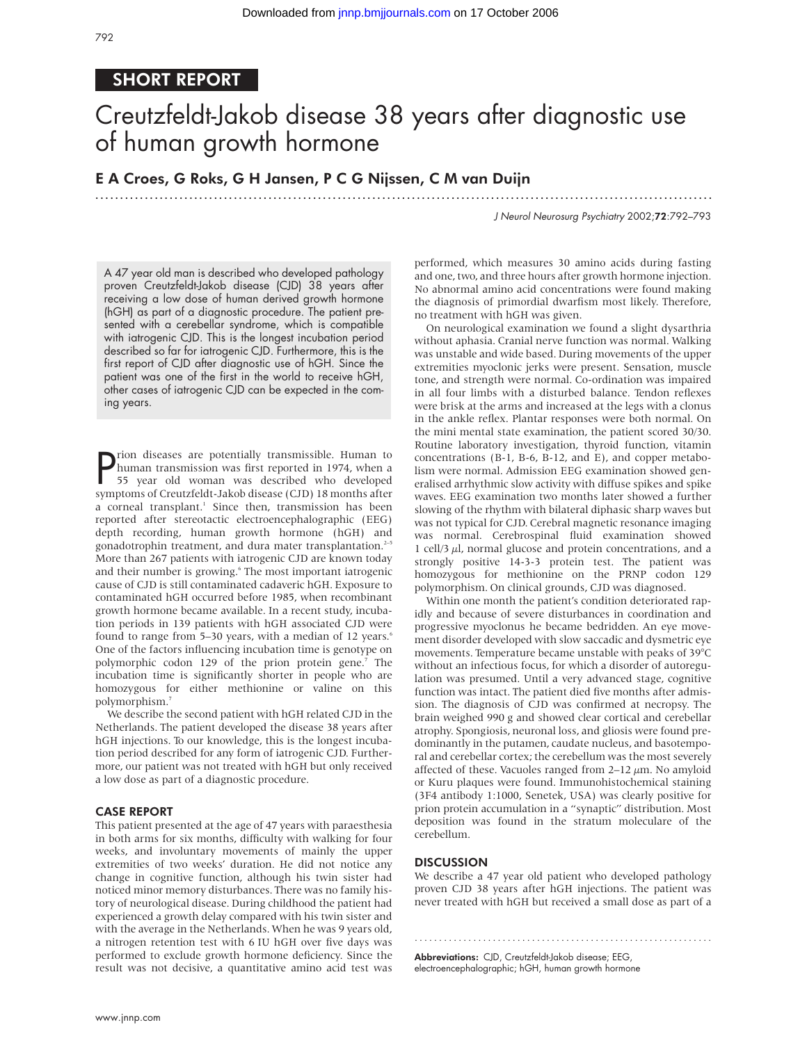## SHORT REPORT

# Creutzfeldt-Jakob disease 38 years after diagnostic use of human growth hormone

**E A Croes, G Roks, G H Jansen, P C G Nijssen, C M van Duijn**

A 47 year old man is described who developed pathology proven Creutzfeldt-Jakob disease (CJD) 38 years after receiving a low dose of human derived growth hormone (hGH) as part of a diagnostic procedure. The patient presented with a cerebellar syndrome, which is compatible with iatrogenic CJD. This is the longest incubation period described so far for iatrogenic CJD. Furthermore, this is the first report of CJD after diagnostic use of hGH. Since the patient was one of the first in the world to receive hGH, other cases of iatrogenic CJD can be expected in the coming years.

Prion diseases are potentially transmissible. Human to human transmission was first reported in 1974, when a 55 year old woman was described who developed symptoms of Creutzfeldt-Jakob disease (CJD) 18 months after a corneal transplant.[1] Since then, transmission has been reported after stereotactic electroencephalographic (EEG) depth recording, human growth hormone (hGH) and gonadotrophin treatment, and dura mater transplantation.[2–5] More than 267 patients with iatrogenic CJD are known today and their number is growing.[6] The most important iatrogenic cause of CJD is still contaminated cadaveric hGH. Exposure to contaminated hGH occurred before 1985, when recombinant growth hormone became available. In a recent study, incubation periods in 139 patients with hGH associated CJD were found to range from 5–30 years, with a median of 12 years.[6] One of the factors influencing incubation time is genotype on polymorphic codon 129 of the prion protein gene.[7] The incubation time is significantly shorter in people who are homozygous for either methionine or valine on this polymorphism.[7]

We describe the second patient with hGH related CJD in the Netherlands. The patient developed the disease 38 years after hGH injections. To our knowledge, this is the longest incubation period described for any form of iatrogenic CJD. Furthermore, our patient was not treated with hGH but only received a low dose as part of a diagnostic procedure.

## CASE REPORT

This patient presented at the age of 47 years with paraesthesia in both arms for six months, difficulty with walking for four weeks, and involuntary movements of mainly the upper extremities of two weeks' duration. He did not notice any change in cognitive function, although his twin sister had noticed minor memory disturbances. There was no family history of neurological disease. During childhood the patient had experienced a growth delay compared with his twin sister and with the average in the Netherlands. When he was 9 years old, a nitrogen retention test with 6 IU hGH over five days was performed to exclude growth hormone deficiency. Since the result was not decisive, a quantitative amino acid test was performed, which measures 30 amino acids during fasting and one, two, and three hours after growth hormone injection. No abnormal amino acid concentrations were found making the diagnosis of primordial dwarfism most likely. Therefore, no treatment with hGH was given.

On neurological examination we found a slight dysarthria without aphasia. Cranial nerve function was normal. Walking was unstable and wide based. During movements of the upper extremities myoclonic jerks were present. Sensation, muscle tone, and strength were normal. Co-ordination was impaired in all four limbs with a disturbed balance. Tendon reflexes were brisk at the arms and increased at the legs with a clonus in the ankle reflex. Plantar responses were both normal. On the mini mental state examination, the patient scored 30/30. Routine laboratory investigation, thyroid function, vitamin concentrations (B-1, B-6, B-12, and E), and copper metabolism were normal. Admission EEG examination showed generalised arrhythmic slow activity with diffuse spikes and spike waves. EEG examination two months later showed a further slowing of the rhythm with bilateral diphasic sharp waves but was not typical for CJD. Cerebral magnetic resonance imaging was normal. Cerebrospinal fluid examination showed 1 cell/3 μl, normal glucose and protein concentrations, and a strongly positive 14-3-3 protein test. The patient was homozygous for methionine on the PRNP codon 129 polymorphism. On clinical grounds, CJD was diagnosed.

Within one month the patient's condition deteriorated rapidly and because of severe disturbances in coordination and progressive myoclonus he became bedridden. An eye movement disorder developed with slow saccadic and dysmetric eye movements. Temperature became unstable with peaks of 39°C without an infectious focus, for which a disorder of autoregulation was presumed. Until a very advanced stage, cognitive function was intact. The patient died five months after admission. The diagnosis of CJD was confirmed at necropsy. The brain weighed 990 g and showed clear cortical and cerebellar atrophy. Spongiosis, neuronal loss, and gliosis were found predominantly in the putamen, caudate nucleus, and basotemporal and cerebellar cortex; the cerebellum was the most severely affected of these. Vacuoles ranged from 2–12 μm. No amyloid or Kuru plaques were found. Immunohistochemical staining (3F4 antibody 1:1000, Senetek, USA) was clearly positive for prion protein accumulation in a "synaptic" distribution. Most deposition was found in the stratum moleculare of the cerebellum.

## DISCUSSION

We describe a 47 year old patient who developed pathology proven CJD 38 years after hGH injections. The patient was never treated with hGH but received a small dose as part of a

**Abbreviations:** CJD, Creutzfeldt-Jakob disease; EEG, electroencephalographic; hGH, human growth hormone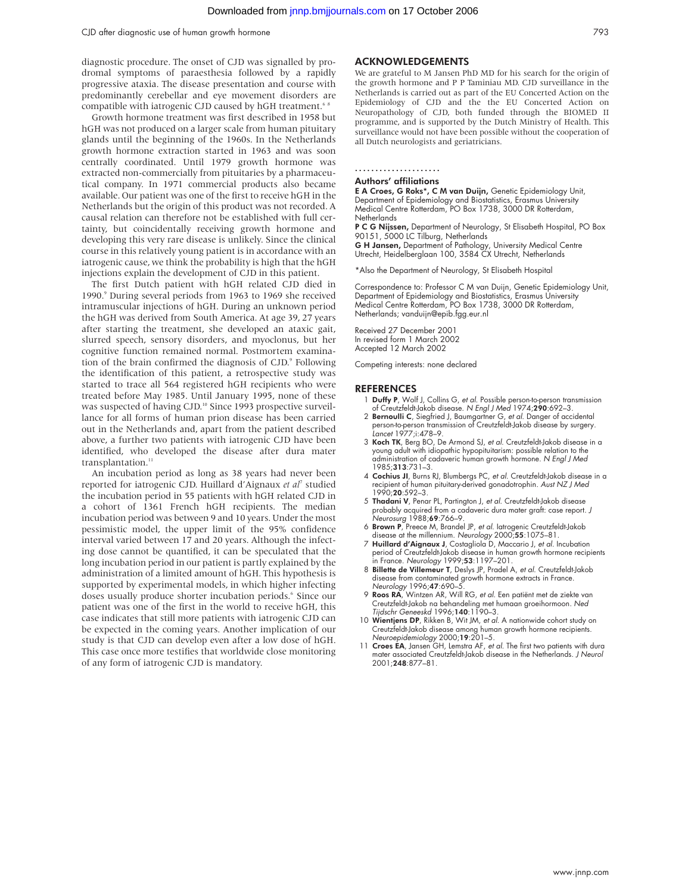diagnostic procedure. The onset of CJD was signalled by prodromal symptoms of paraesthesia followed by a rapidly progressive ataxia. The disease presentation and course with predominantly cerebellar and eye movement disorders are compatible with iatrogenic CJD caused by hGH treatment.[6 8]

Growth hormone treatment was first described in 1958 but hGH was not produced on a larger scale from human pituitary glands until the beginning of the 1960s. In the Netherlands growth hormone extraction started in 1963 and was soon centrally coordinated. Until 1979 growth hormone was extracted non-commercially from pituitaries by a pharmaceutical company. In 1971 commercial products also became available. Our patient was one of the first to receive hGH in the Netherlands but the origin of this product was not recorded. A causal relation can therefore not be established with full certainty, but coincidentally receiving growth hormone and developing this very rare disease is unlikely. Since the clinical course in this relatively young patient is in accordance with an iatrogenic cause, we think the probability is high that the hGH injections explain the development of CJD in this patient.

The first Dutch patient with hGH related CJD died in 1990.[9] During several periods from 1963 to 1969 she received intramuscular injections of hGH. During an unknown period the hGH was derived from South America. At age 39, 27 years after starting the treatment, she developed an ataxic gait, slurred speech, sensory disorders, and myoclonus, but her cognitive function remained normal. Postmortem examination of the brain confirmed the diagnosis of CJD.[9] Following the identification of this patient, a retrospective study was started to trace all 564 registered hGH recipients who were treated before May 1985. Until January 1995, none of these was suspected of having CJD.[10] Since 1993 prospective surveillance for all forms of human prion disease has been carried out in the Netherlands and, apart from the patient described above, a further two patients with iatrogenic CJD have been identified, who developed the disease after dura mater transplantation.[11]

An incubation period as long as 38 years had never been reported for iatrogenic CJD. Huillard d'Aignaux *et al*[7] studied the incubation period in 55 patients with hGH related CJD in a cohort of 1361 French hGH recipients. The median incubation period was between 9 and 10 years. Under the most pessimistic model, the upper limit of the 95% confidence interval varied between 17 and 20 years. Although the infecting dose cannot be quantified, it can be speculated that the long incubation period in our patient is partly explained by the administration of a limited amount of hGH. This hypothesis is supported by experimental models, in which higher infecting doses usually produce shorter incubation periods.[6] Since our patient was one of the first in the world to receive hGH, this case indicates that still more patients with iatrogenic CJD can be expected in the coming years. Another implication of our study is that CJD can develop even after a low dose of hGH. This case once more testifies that worldwide close monitoring of any form of iatrogenic CJD is mandatory.

## ACKNOWLEDGEMENTS

We are grateful to M Jansen PhD MD for his search for the origin of the growth hormone and P P Taminiau MD. CJD surveillance in the Netherlands is carried out as part of the EU Concerted Action on the Epidemiology of CJD and the EU Concerted Action on Neuropathology of CJD, both funded through the BIOMED II programme, and is supported by the Dutch Ministry of Health. This surveillance would not have been possible without the cooperation of all Dutch neurologists and geriatricians.

### Authors' affiliations

**E A Croes, G Roks\*, C M van Duijn,** Genetic Epidemiology Unit, Department of Epidemiology and Biostatistics, Erasmus University Medical Centre Rotterdam, PO Box 1738, 3000 DR Rotterdam, Netherlands

**P C G Nijssen,** Department of Neurology, St Elisabeth Hospital, PO Box 90151, 5000 LC Tilburg, Netherlands

**G H Jansen,** Department of Pathology, University Medical Centre Utrecht, Heidelberglaan 100, 3584 CX Utrecht, Netherlands

\*Also the Department of Neurology, St Elisabeth Hospital

Correspondence to: Professor C M van Duijn, Genetic Epidemiology Unit, Department of Epidemiology and Biostatistics, Erasmus University Medical Centre Rotterdam, PO Box 1738, 3000 DR Rotterdam, Netherlands; vanduijn@epib.fgg.eur.nl

Received 27 December 2001
In revised form 1 March 2002
Accepted 12 March 2002

Competing interests: none declared

## REFERENCES

1. **Duffy P**, Wolf J, Collins G, *et al.* Possible person-to-person transmission of Creutzfeldt-Jakob disease. *N Engl J Med* 1974;**290**:692–3.
2. **Bernoulli C**, Siegfried J, Baumgartner G, *et al.* Danger of accidental person-to-person transmission of Creutzfeldt-Jakob disease by surgery. *Lancet* 1977;i:478–9.
3. **Koch TK**, Berg BO, De Armond SJ, *et al.* Creutzfeldt-Jakob disease in a young adult with idiopathic hypopituitarism: possible relation to the administration of cadaveric human growth hormone. *N Engl J Med* 1985;**313**:731–3.
4. **Cochius JI**, Burns RJ, Blumbergs PC, *et al.* Creutzfeldt-Jakob disease in a recipient of human pituitary-derived gonadotrophin. *Aust NZ J Med* 1990;**20**:592–3.
5. **Thadani V**, Penar PL, Partington J, *et al.* Creutzfeldt-Jakob disease probably acquired from a cadaveric dura mater graft: case report. *J Neurosurg* 1988;**69**:766–9.
6. **Brown P**, Preece M, Brandel JP, *et al.* Iatrogenic Creutzfeldt-Jakob disease at the millennium. *Neurology* 2000;**55**:1075–81.
7. **Huillard d'Aignaux J**, Costagliola D, Maccario J, *et al.* Incubation period of Creutzfeldt-Jakob disease in human growth hormone recipients in France. *Neurology* 1999;**53**:1197–201.
8. **Billette de Villemeur T**, Deslys JP, Pradel A, *et al.* Creutzfeldt-Jakob disease from contaminated growth hormone extracts in France. *Neurology* 1996;**47**:690–5.
9. **Roos RA**, Wintzen AR, Will RG, *et al.* Een patiënt met de ziekte van Creutzfeldt-Jakob na behandeling met humaan groeihormoon. *Ned Tijdschr Geneeskd* 1996;**140**:1190–3.
10. **Wientjens DP**, Rikken B, Wit JM, *et al.* A nationwide cohort study on Creutzfeldt-Jakob disease among human growth hormone recipients. *Neuroepidemiology* 2000;**19**:201–5.
11. **Croes EA**, Jansen GH, Lemstra AF, *et al.* The first two patients with dura mater associated Creutzfeldt-Jakob disease in the Netherlands. *J Neurol* 2001;**248**:877–81.